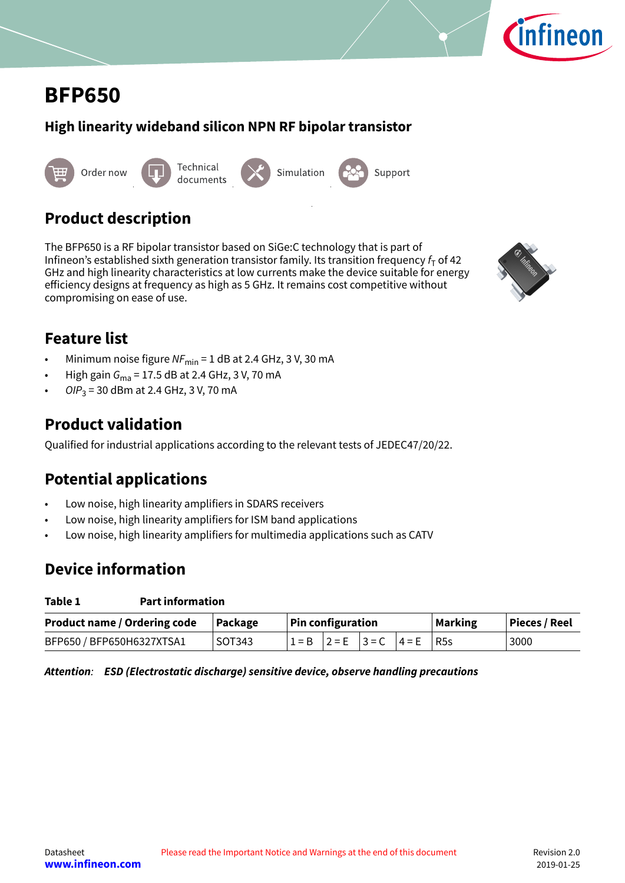# BFP650

## High linearity wideband silicon NPN RF bipolar transistor

Order now | Technical documents | Simulation | Support

## Product description

The BFP650 is a RF bipolar transistor based on SiGe:C technology that is part of Infineon's established sixth generation transistor family. Its transition frequency $f_T$ of 42 GHz and high linearity characteristics at low currents make the device suitable for energy efficiency designs at frequency as high as 5 GHz. It remains cost competitive without compromising on ease of use.

## Feature list

- Minimum noise figure $NF_{min}$ = 1 dB at 2.4 GHz, 3 V, 30 mA
- High gain $G_{ma}$ = 17.5 dB at 2.4 GHz, 3 V, 70 mA
- $OIP_3$ = 30 dBm at 2.4 GHz, 3 V, 70 mA

## Product validation

Qualified for industrial applications according to the relevant tests of JEDEC47/20/22.

## Potential applications

- Low noise, high linearity amplifiers in SDARS receivers
- Low noise, high linearity amplifiers for ISM band applications
- Low noise, high linearity amplifiers for multimedia applications such as CATV

## Device information

**Table 1 Part information**

| Product name / Ordering code | Package | Pin configuration | | | | Marking | Pieces / Reel |
|---|---|---|---|---|---|---|---|
| BFP650 / BFP650H6327XTSA1 | SOT343 | 1 = B | 2 = E | 3 = C | 4 = E | R5s | 3000 |

***Attention:* ESD (Electrostatic discharge) sensitive device, observe handling precautions**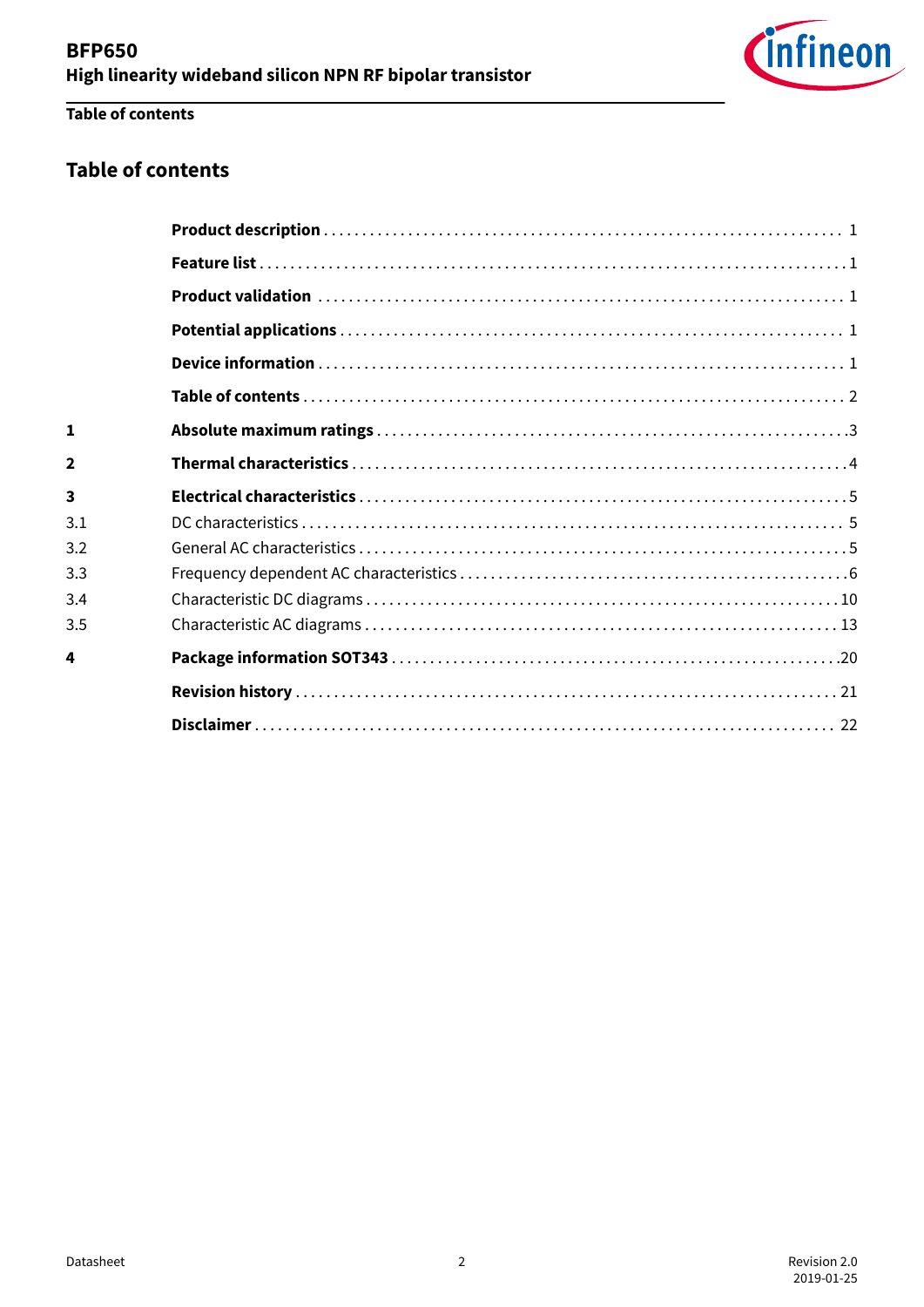## Table of contents

| | | |
|---|---|---|
| | **Product description** | 1 |
| | **Feature list** | 1 |
| | **Product validation** | 1 |
| | **Potential applications** | 1 |
| | **Device information** | 1 |
| | **Table of contents** | 2 |
| **1** | **Absolute maximum ratings** | 3 |
| **2** | **Thermal characteristics** | 4 |
| **3** | **Electrical characteristics** | 5 |
| 3.1 | DC characteristics | 5 |
| 3.2 | General AC characteristics | 5 |
| 3.3 | Frequency dependent AC characteristics | 6 |
| 3.4 | Characteristic DC diagrams | 10 |
| 3.5 | Characteristic AC diagrams | 13 |
| **4** | **Package information SOT343** | 20 |
| | **Revision history** | 21 |
| | **Disclaimer** | 22 |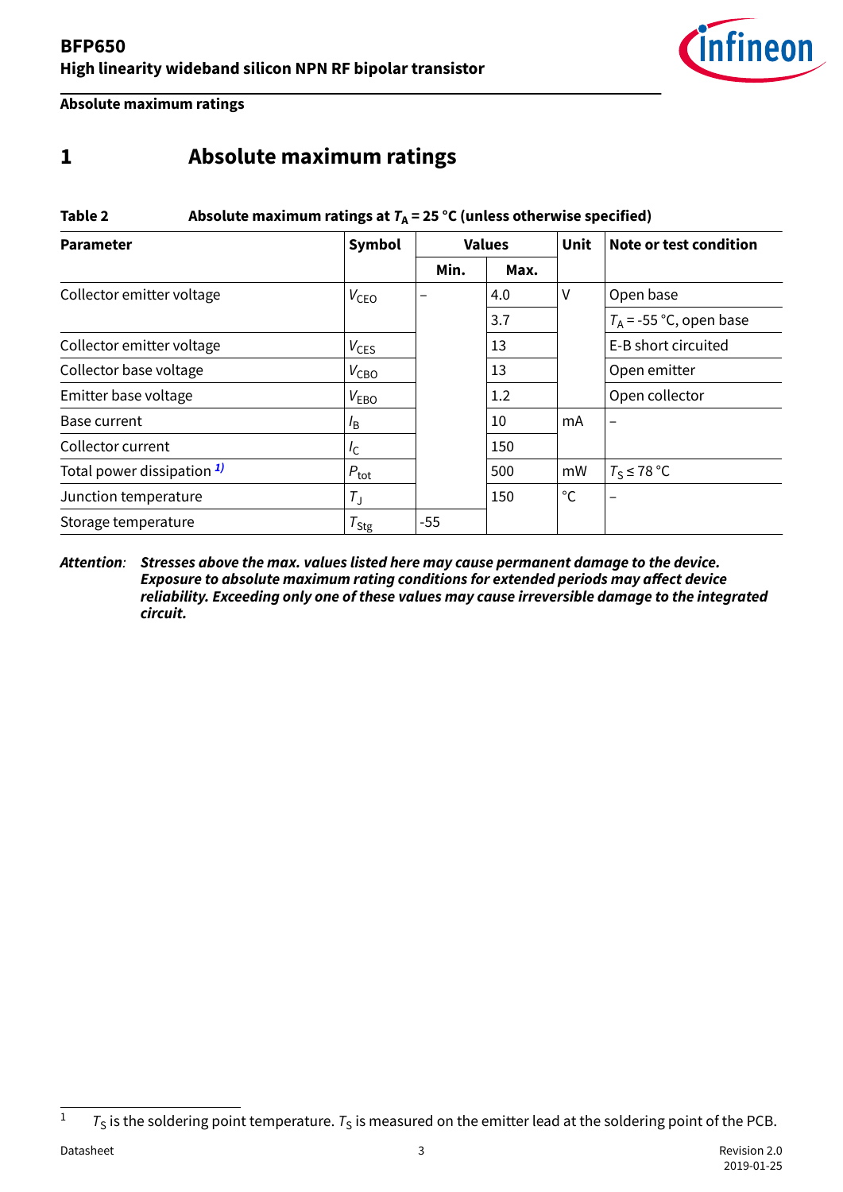# 1 Absolute maximum ratings

**Table 2 Absolute maximum ratings at $T_A$ = 25 °C (unless otherwise specified)**

| Parameter | Symbol | Values | | Unit | Note or test condition |
|---|---|---|---|---|---|
| | | Min. | Max. | | |
| Collector emitter voltage | $V_{CEO}$ | – | 4.0 | V | Open base |
| | | | 3.7 | | $T_A$ = -55 °C, open base |
| Collector emitter voltage | $V_{CES}$ | | 13 | | E-B short circuited |
| Collector base voltage | $V_{CBO}$ | | 13 | | Open emitter |
| Emitter base voltage | $V_{EBO}$ | | 1.2 | | Open collector |
| Base current | $I_B$ | | 10 | mA | – |
| Collector current | $I_C$ | | 150 | | |
| Total power dissipation [1] | $P_{tot}$ | | 500 | mW | $T_S \leq$ 78 °C |
| Junction temperature | $T_J$ | | 150 | °C | – |
| Storage temperature | $T_{Stg}$ | -55 | | | |

*Attention:* ***Stresses above the max. values listed here may cause permanent damage to the device. Exposure to absolute maximum rating conditions for extended periods may affect device reliability. Exceeding only one of these values may cause irreversible damage to the integrated circuit.***

[1] $T_S$ is the soldering point temperature. $T_S$ is measured on the emitter lead at the soldering point of the PCB.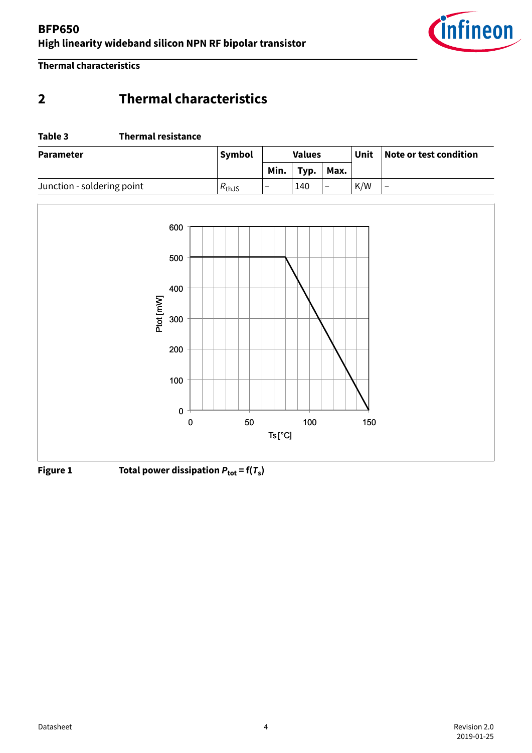# 2 Thermal characteristics

**Table 3 Thermal resistance**

| Parameter | Symbol | Values | | | Unit | Note or test condition |
|---|---|---|---|---|---|---|
| | | Min. | Typ. | Max. | | |
| Junction - soldering point | $R_{thJS}$ | – | 140 | – | K/W | – |

**Figure 1 Total power dissipation $P_{tot} = f(T_s)$**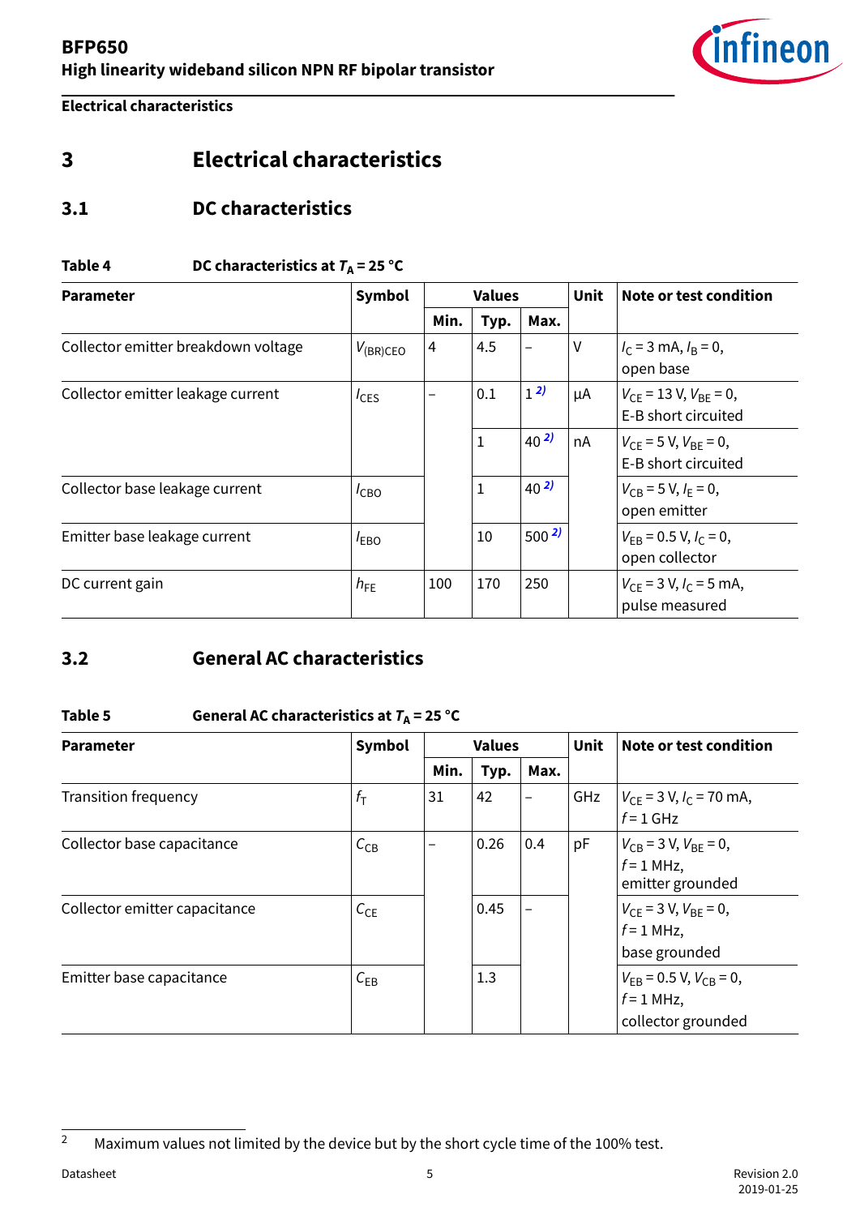# 3 Electrical characteristics

## 3.1 DC characteristics

**Table 4 DC characteristics at $T_A$ = 25 °C**

| Parameter | Symbol | Values | | | Unit | Note or test condition |
|---|---|---|---|---|---|---|
| | | Min. | Typ. | Max. | | |
| Collector emitter breakdown voltage | $V_{(BR)CEO}$ | 4 | 4.5 | – | V | $I_C$ = 3 mA, $I_B$ = 0, open base |
| Collector emitter leakage current | $I_{CES}$ | – | 0.1 | 1 [2] | µA | $V_{CE}$ = 13 V, $V_{BE}$ = 0, E-B short circuited |
| | | | 1 | 40 [2] | nA | $V_{CE}$ = 5 V, $V_{BE}$ = 0, E-B short circuited |
| Collector base leakage current | $I_{CBO}$ | | 1 | 40 [2] | | $V_{CB}$ = 5 V, $I_E$ = 0, open emitter |
| Emitter base leakage current | $I_{EBO}$ | | 10 | 500 [2] | | $V_{EB}$ = 0.5 V, $I_C$ = 0, open collector |
| DC current gain | $h_{FE}$ | 100 | 170 | 250 | | $V_{CE}$ = 3 V, $I_C$ = 5 mA, pulse measured |

## 3.2 General AC characteristics

**Table 5 General AC characteristics at $T_A$ = 25 °C**

| Parameter | Symbol | Values | | | Unit | Note or test condition |
|---|---|---|---|---|---|---|
| | | Min. | Typ. | Max. | | |
| Transition frequency | $f_T$ | 31 | 42 | – | GHz | $V_{CE}$ = 3 V, $I_C$ = 70 mA, $f$ = 1 GHz |
| Collector base capacitance | $C_{CB}$ | – | 0.26 | 0.4 | pF | $V_{CB}$ = 3 V, $V_{BE}$ = 0, $f$ = 1 MHz, emitter grounded |
| Collector emitter capacitance | $C_{CE}$ | | 0.45 | – | | $V_{CE}$ = 3 V, $V_{BE}$ = 0, $f$ = 1 MHz, base grounded |
| Emitter base capacitance | $C_{EB}$ | | 1.3 | | | $V_{EB}$ = 0.5 V, $V_{CB}$ = 0, $f$ = 1 MHz, collector grounded |

2 Maximum values not limited by the device but by the short cycle time of the 100% test.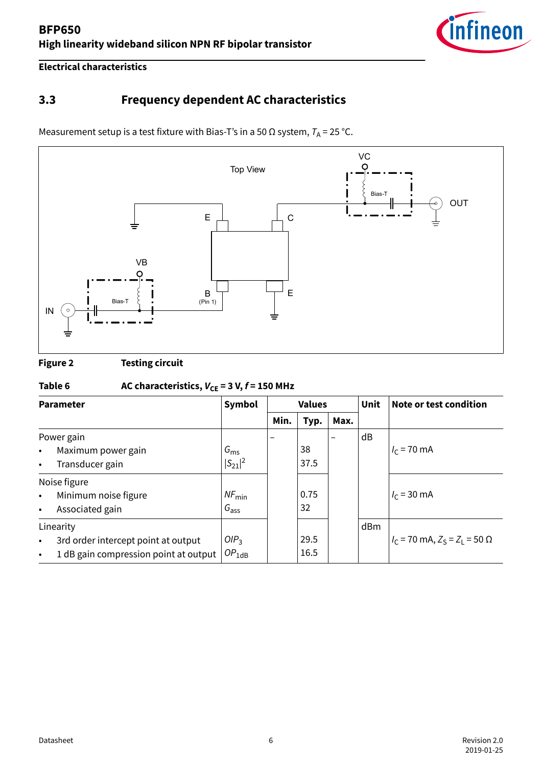## 3.3 Frequency dependent AC characteristics

Measurement setup is a test fixture with Bias-T's in a 50 Ω system, $T_A$ = 25 °C.

**Figure 2** Testing circuit

**Table 6** AC characteristics, $V_{CE}$ = 3 V, $f$ = 150 MHz

| Parameter | Symbol | Values | | | Unit | Note or test condition |
|---|---|---|---|---|---|---|
| | | Min. | Typ. | Max. | | |
| Power gain | | – | | – | dB | |
| • Maximum power gain | $G_{ms}$ | | 38 | | | $I_C$ = 70 mA |
| • Transducer gain | $\|S_{21}\|^2$ | | 37.5 | | | |
| Noise figure | | | | | | |
| • Minimum noise figure | $NF_{min}$ | | 0.75 | | | $I_C$ = 30 mA |
| • Associated gain | $G_{ass}$ | | 32 | | | |
| Linearity | | | | | dBm | |
| • 3rd order intercept point at output | $OIP_3$ | | 29.5 | | | $I_C$ = 70 mA, $Z_S = Z_L$ = 50 Ω |
| • 1 dB gain compression point at output | $OP_{1dB}$ | | 16.5 | | | |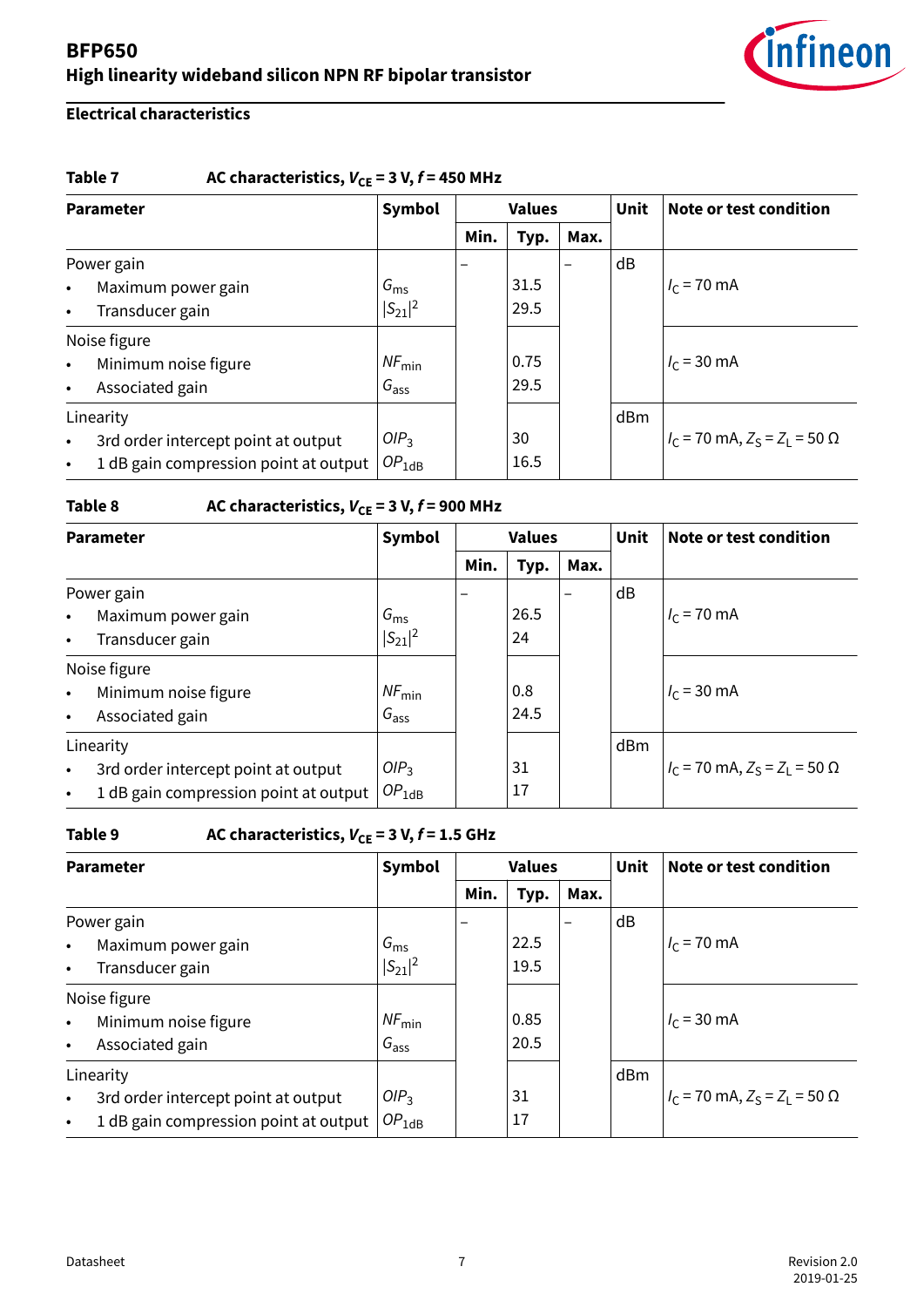## Electrical characteristics

**Table 7 AC characteristics, $V_{CE}$ = 3 V, $f$ = 450 MHz**

| Parameter | Symbol | Values | | | Unit | Note or test condition |
|---|---|---|---|---|---|---|
| | | Min. | Typ. | Max. | | |
| Power gain | | – | | – | dB | |
| • Maximum power gain | $G_{ms}$ | | 31.5 | | | $I_C$ = 70 mA |
| • Transducer gain | $\|S_{21}\|^2$ | | 29.5 | | | |
| Noise figure | | | | | | |
| • Minimum noise figure | $NF_{min}$ | | 0.75 | | | $I_C$ = 30 mA |
| • Associated gain | $G_{ass}$ | | 29.5 | | | |
| Linearity | | | | | dBm | |
| • 3rd order intercept point at output | $OIP_3$ | | 30 | | | $I_C$ = 70 mA, $Z_S$ = $Z_L$ = 50 Ω |
| • 1 dB gain compression point at output | $OP_{1dB}$ | | 16.5 | | | |

**Table 8 AC characteristics, $V_{CE}$ = 3 V, $f$ = 900 MHz**

| Parameter | Symbol | Values | | | Unit | Note or test condition |
|---|---|---|---|---|---|---|
| | | Min. | Typ. | Max. | | |
| Power gain | | – | | – | dB | |
| • Maximum power gain | $G_{ms}$ | | 26.5 | | | $I_C$ = 70 mA |
| • Transducer gain | $\|S_{21}\|^2$ | | 24 | | | |
| Noise figure | | | | | | |
| • Minimum noise figure | $NF_{min}$ | | 0.8 | | | $I_C$ = 30 mA |
| • Associated gain | $G_{ass}$ | | 24.5 | | | |
| Linearity | | | | | dBm | |
| • 3rd order intercept point at output | $OIP_3$ | | 31 | | | $I_C$ = 70 mA, $Z_S$ = $Z_L$ = 50 Ω |
| • 1 dB gain compression point at output | $OP_{1dB}$ | | 17 | | | |

**Table 9 AC characteristics, $V_{CE}$ = 3 V, $f$ = 1.5 GHz**

| Parameter | Symbol | Values | | | Unit | Note or test condition |
|---|---|---|---|---|---|---|
| | | Min. | Typ. | Max. | | |
| Power gain | | – | | – | dB | |
| • Maximum power gain | $G_{ms}$ | | 22.5 | | | $I_C$ = 70 mA |
| • Transducer gain | $\|S_{21}\|^2$ | | 19.5 | | | |
| Noise figure | | | | | | |
| • Minimum noise figure | $NF_{min}$ | | 0.85 | | | $I_C$ = 30 mA |
| • Associated gain | $G_{ass}$ | | 20.5 | | | |
| Linearity | | | | | dBm | |
| • 3rd order intercept point at output | $OIP_3$ | | 31 | | | $I_C$ = 70 mA, $Z_S$ = $Z_L$ = 50 Ω |
| • 1 dB gain compression point at output | $OP_{1dB}$ | | 17 | | | |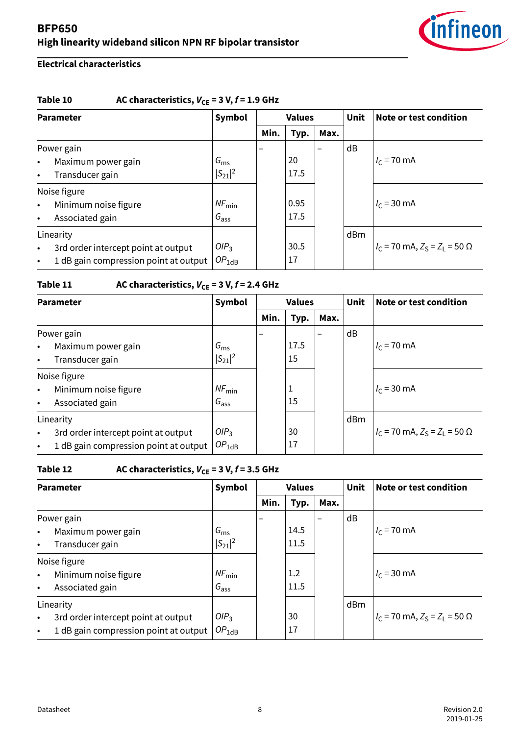## Electrical characteristics

**Table 10 AC characteristics, $V_{CE}$ = 3 V, $f$ = 1.9 GHz**

| Parameter | Symbol | Values | | | Unit | Note or test condition |
|---|---|---|---|---|---|---|
| | | Min. | Typ. | Max. | | |
| Power gain | | – | | – | dB | |
| • Maximum power gain | $G_{ms}$ | | 20 | | | $I_C$ = 70 mA |
| • Transducer gain | $\|S_{21}\|^2$ | | 17.5 | | | |
| Noise figure | | | | | | |
| • Minimum noise figure | $NF_{min}$ | | 0.95 | | | $I_C$ = 30 mA |
| • Associated gain | $G_{ass}$ | | 17.5 | | | |
| Linearity | | | | | dBm | |
| • 3rd order intercept point at output | $OIP_3$ | | 30.5 | | | $I_C$ = 70 mA, $Z_S = Z_L$ = 50 Ω |
| • 1 dB gain compression point at output | $OP_{1dB}$ | | 17 | | | |

**Table 11 AC characteristics, $V_{CE}$ = 3 V, $f$ = 2.4 GHz**

| Parameter | Symbol | Values | | | Unit | Note or test condition |
|---|---|---|---|---|---|---|
| | | Min. | Typ. | Max. | | |
| Power gain | | – | | – | dB | |
| • Maximum power gain | $G_{ms}$ | | 17.5 | | | $I_C$ = 70 mA |
| • Transducer gain | $\|S_{21}\|^2$ | | 15 | | | |
| Noise figure | | | | | | |
| • Minimum noise figure | $NF_{min}$ | | 1 | | | $I_C$ = 30 mA |
| • Associated gain | $G_{ass}$ | | 15 | | | |
| Linearity | | | | | dBm | |
| • 3rd order intercept point at output | $OIP_3$ | | 30 | | | $I_C$ = 70 mA, $Z_S = Z_L$ = 50 Ω |
| • 1 dB gain compression point at output | $OP_{1dB}$ | | 17 | | | |

**Table 12 AC characteristics, $V_{CE}$ = 3 V, $f$ = 3.5 GHz**

| Parameter | Symbol | Values | | | Unit | Note or test condition |
|---|---|---|---|---|---|---|
| | | Min. | Typ. | Max. | | |
| Power gain | | – | | – | dB | |
| • Maximum power gain | $G_{ms}$ | | 14.5 | | | $I_C$ = 70 mA |
| • Transducer gain | $\|S_{21}\|^2$ | | 11.5 | | | |
| Noise figure | | | | | | |
| • Minimum noise figure | $NF_{min}$ | | 1.2 | | | $I_C$ = 30 mA |
| • Associated gain | $G_{ass}$ | | 11.5 | | | |
| Linearity | | | | | dBm | |
| • 3rd order intercept point at output | $OIP_3$ | | 30 | | | $I_C$ = 70 mA, $Z_S = Z_L$ = 50 Ω |
| • 1 dB gain compression point at output | $OP_{1dB}$ | | 17 | | | |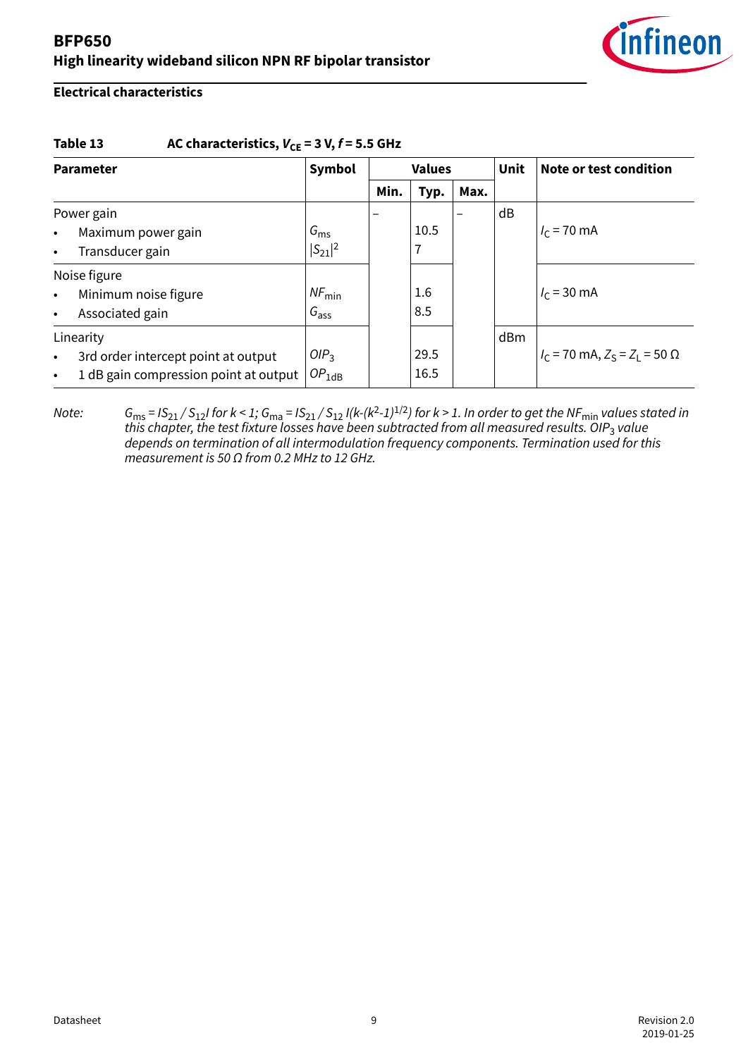## Electrical characteristics

**Table 13 AC characteristics, $V_{CE}$ = 3 V, $f$ = 5.5 GHz**

| Parameter | Symbol | Values | | | Unit | Note or test condition |
|---|---|---|---|---|---|---|
| | | Min. | Typ. | Max. | | |
| Power gain | | – | | – | dB | |
| • Maximum power gain | $G_{ms}$ | | 10.5 | | | $I_C$ = 70 mA |
| • Transducer gain | $\|S_{21}\|^2$ | | 7 | | | |
| Noise figure | | | | | | |
| • Minimum noise figure | $NF_{min}$ | | 1.6 | | | $I_C$ = 30 mA |
| • Associated gain | $G_{ass}$ | | 8.5 | | | |
| Linearity | | | | | dBm | |
| • 3rd order intercept point at output | $OIP_3$ | | 29.5 | | | $I_C$ = 70 mA, $Z_S = Z_L$ = 50 Ω |
| • 1 dB gain compression point at output | $OP_{1dB}$ | | 16.5 | | | |

*Note:* $G_{ms} = |S_{21} / S_{12}|$ *for k < 1;* $G_{ma} = |S_{21} / S_{12}| (k-(k^2-1)^{1/2})$ *for k > 1. In order to get the* $NF_{min}$ *values stated in this chapter, the test fixture losses have been subtracted from all measured results.* $OIP_3$ *value depends on termination of all intermodulation frequency components. Termination used for this measurement is 50 Ω from 0.2 MHz to 12 GHz.*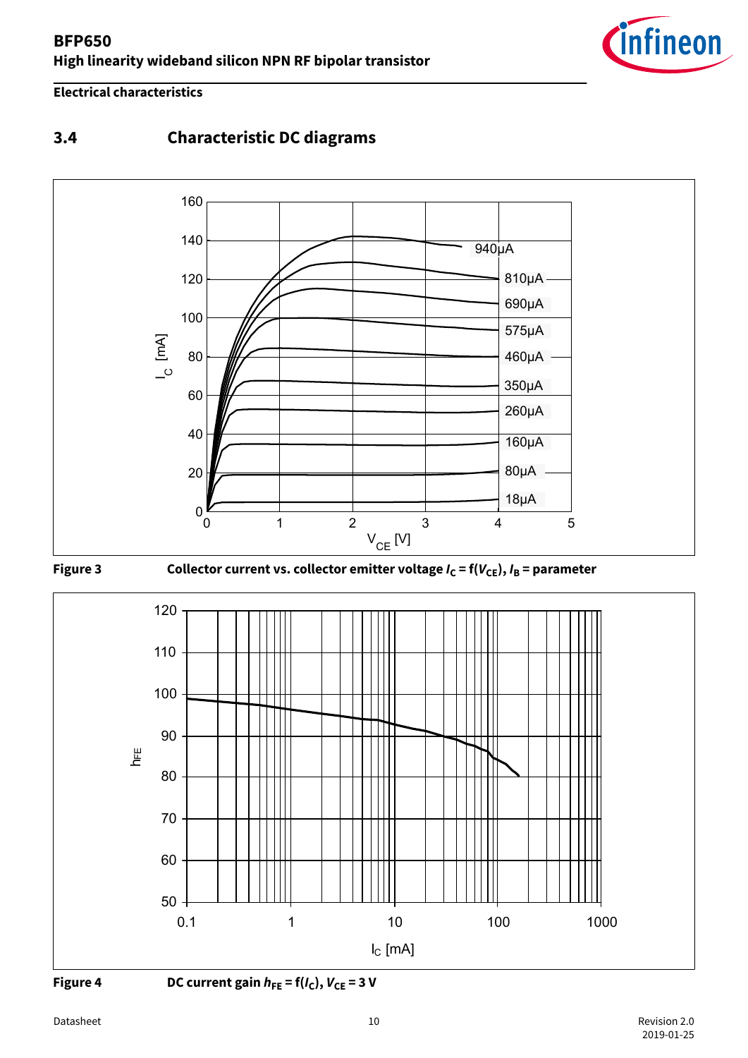## 3.4 Characteristic DC diagrams

**Figure 3** Collector current vs. collector emitter voltage $I_C = f(V_{CE})$, $I_B$ = parameter

**Figure 4** DC current gain $h_{FE} = f(I_C)$, $V_{CE} = 3$ V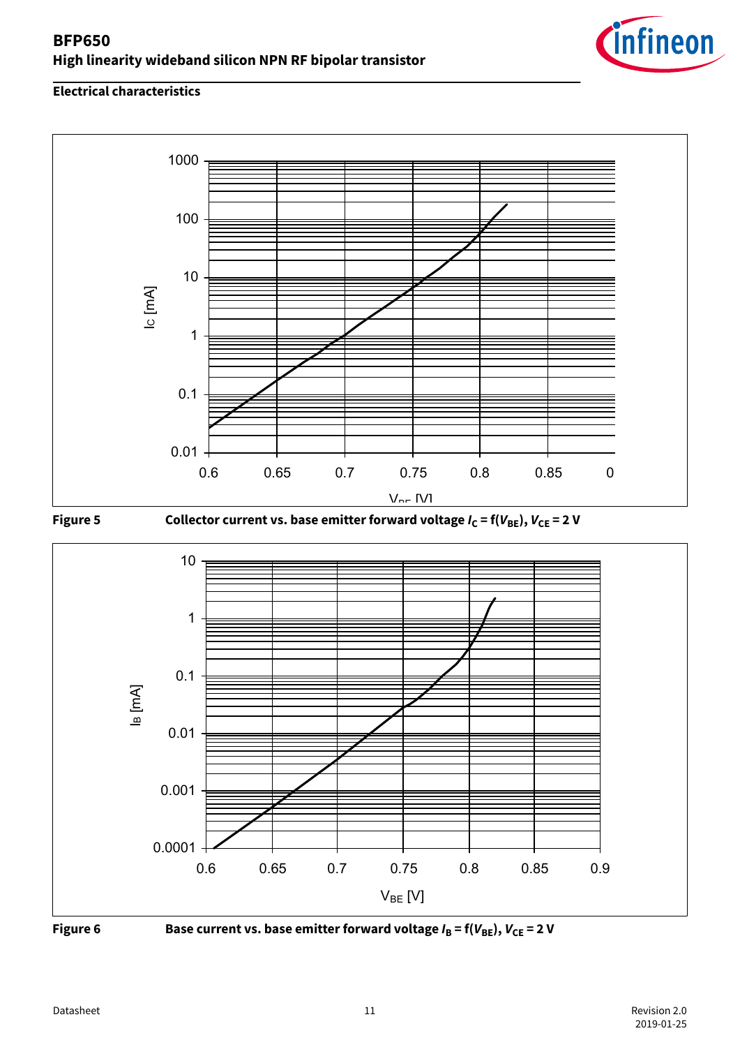## Electrical characteristics

**Figure 5** Collector current vs. base emitter forward voltage $I_C = f(V_{BE})$, $V_{CE} = 2$ V

**Figure 6** Base current vs. base emitter forward voltage $I_B = f(V_{BE})$, $V_{CE} = 2$ V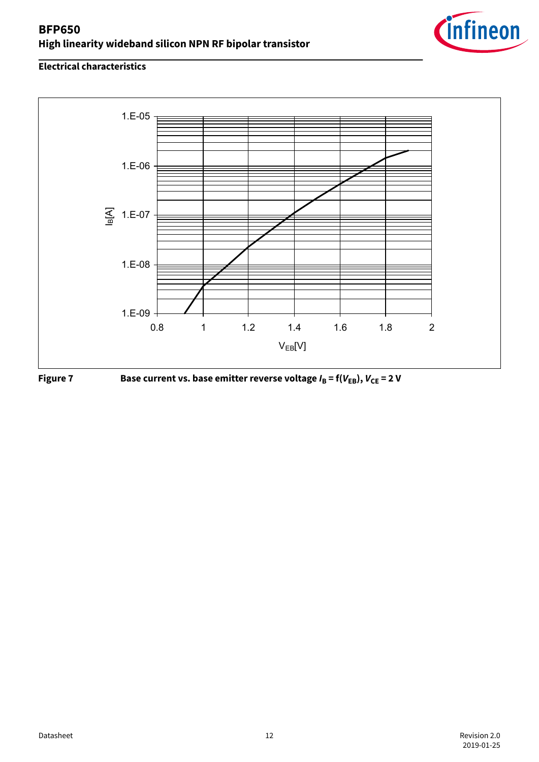## Electrical characteristics

**Figure 7** Base current vs. base emitter reverse voltage $I_B = f(V_{EB})$, $V_{CE} = 2$ V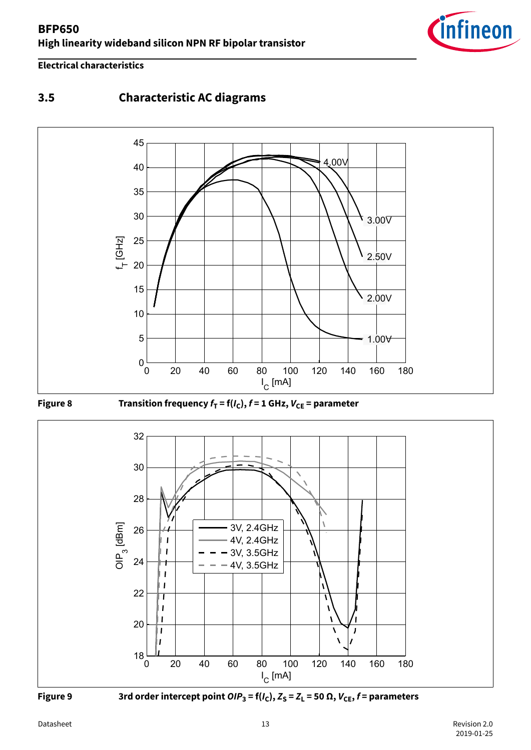## 3.5 Characteristic AC diagrams

**Figure 8** Transition frequency $f_T = f(I_C)$, $f = 1$ GHz, $V_{CE}$ = parameter

**Figure 9** 3rd order intercept point $OIP_3 = f(I_C)$, $Z_S = Z_L = 50\ \Omega$, $V_{CE}$, $f$ = parameters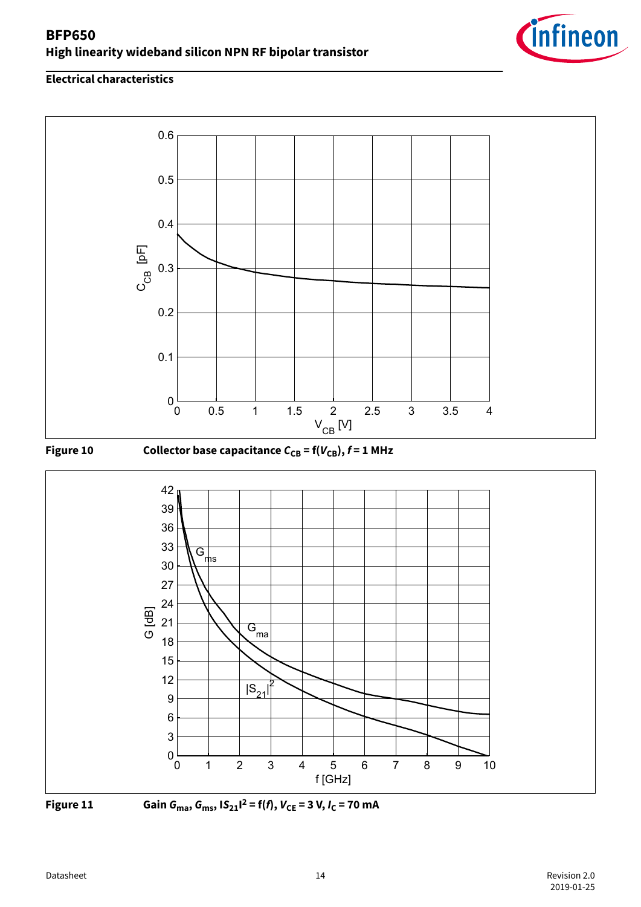## Electrical characteristics

**Figure 10** Collector base capacitance $C_{CB} = f(V_{CB})$, $f = 1$ MHz

**Figure 11** Gain $G_{ma}$, $G_{ms}$, $|S_{21}|^2 = f(f)$, $V_{CE} = 3$ V, $I_C = 70$ mA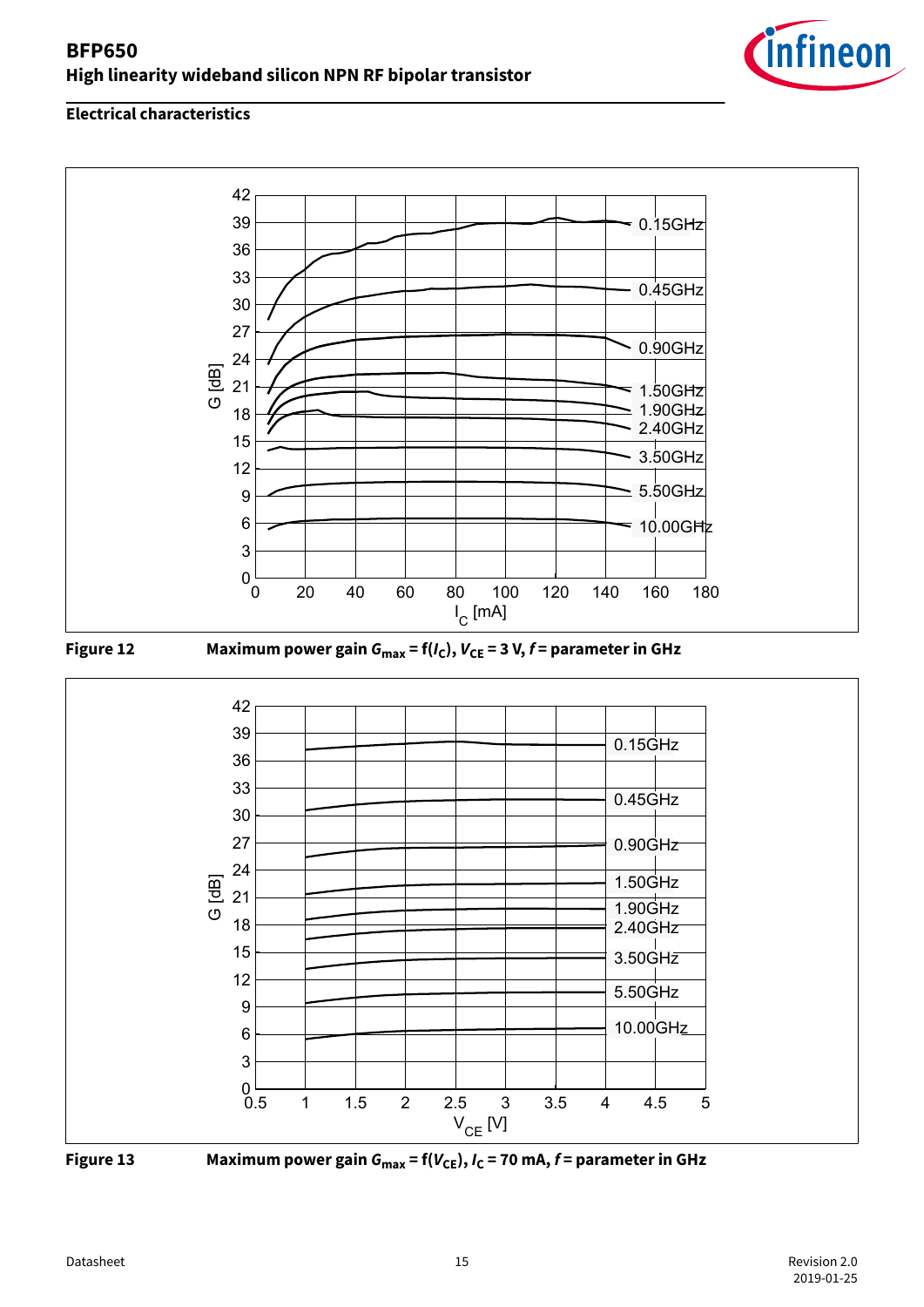## Electrical characteristics

**Figure 12** Maximum power gain $G_{max} = f(I_C)$, $V_{CE}$ = 3 V, $f$ = parameter in GHz

**Figure 13** Maximum power gain $G_{max} = f(V_{CE})$, $I_C$ = 70 mA, $f$ = parameter in GHz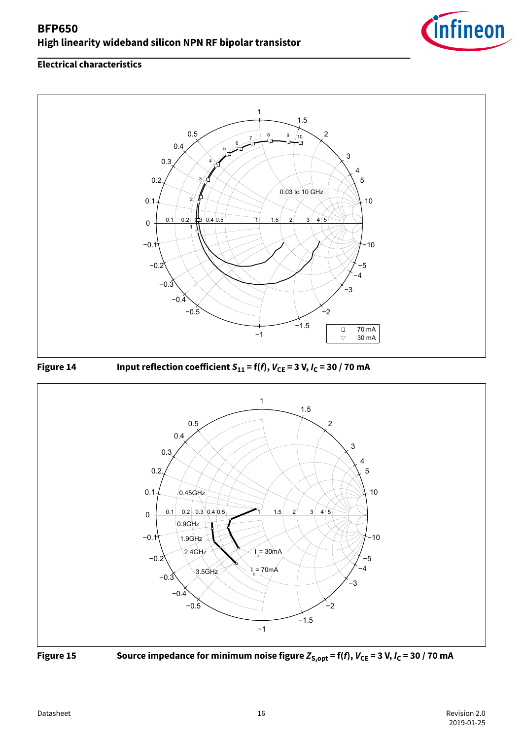## Electrical characteristics

**Figure 14** Input reflection coefficient $S_{11} = f(f)$, $V_{CE} = 3$ V, $I_C = 30 / 70$ mA

**Figure 15** Source impedance for minimum noise figure $Z_{S,opt} = f(f)$, $V_{CE} = 3$ V, $I_C = 30 / 70$ mA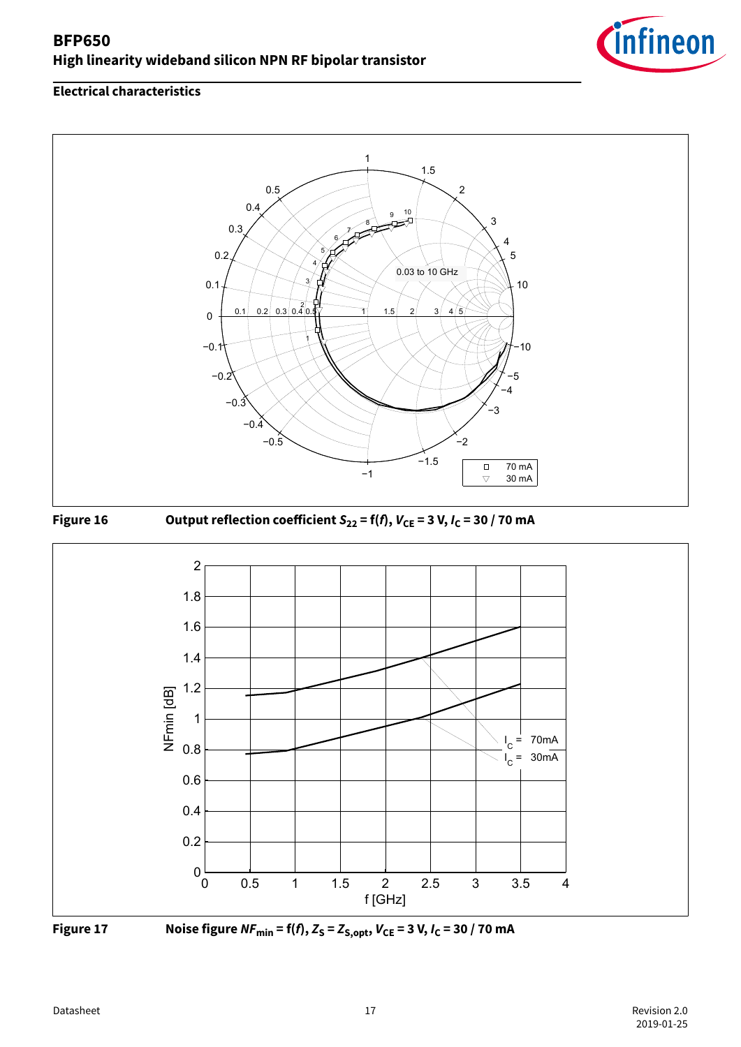## Electrical characteristics

**Figure 16** Output reflection coefficient $S_{22}$ = f($f$), $V_{CE}$ = 3 V, $I_C$ = 30 / 70 mA

**Figure 17** Noise figure $NF_{min}$ = f($f$), $Z_S$ = $Z_{S,opt}$, $V_{CE}$ = 3 V, $I_C$ = 30 / 70 mA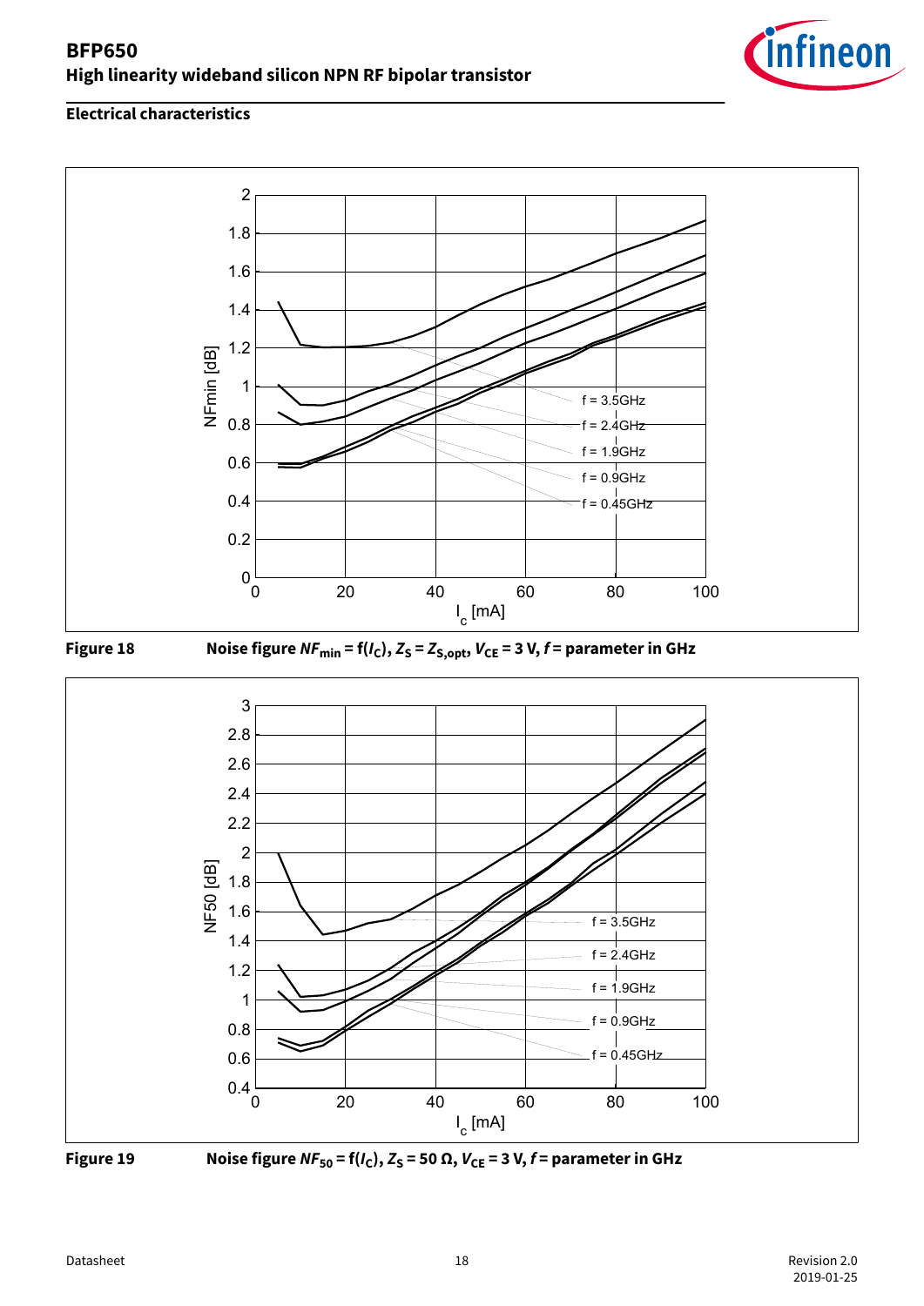## Electrical characteristics

**Figure 18** Noise figure $NF_{min}$ = f($I_C$), $Z_S = Z_{S,opt}$, $V_{CE}$ = 3 V, $f$ = parameter in GHz

**Figure 19** Noise figure $NF_{50}$ = f($I_C$), $Z_S$ = 50 Ω, $V_{CE}$ = 3 V, $f$ = parameter in GHz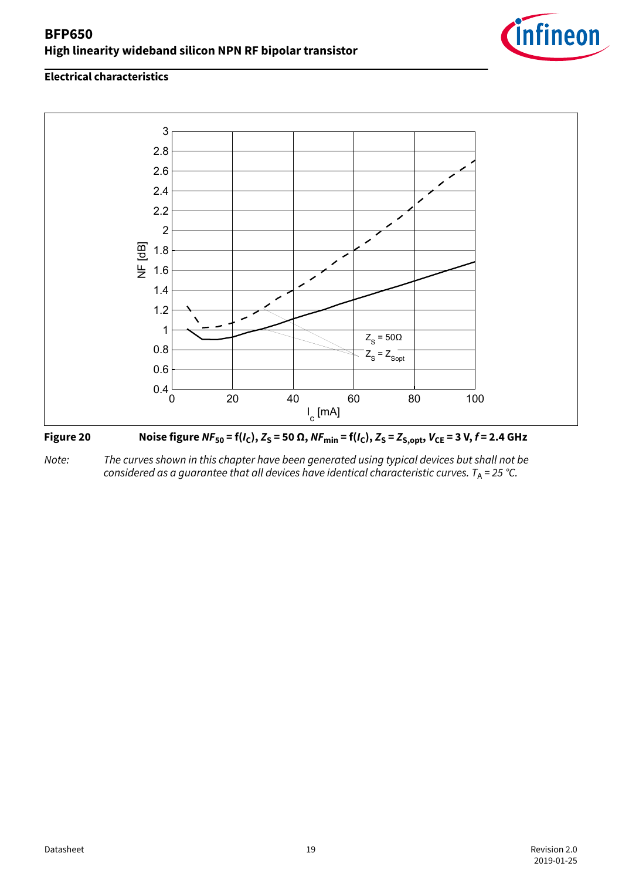## Electrical characteristics

**Figure 20** Noise figure $NF_{50} = f(I_C)$, $Z_S = 50\ \Omega$, $NF_{min} = f(I_C)$, $Z_S = Z_{S,opt}$, $V_{CE} = 3\ V$, $f = 2.4\ GHz$

*Note: The curves shown in this chapter have been generated using typical devices but shall not be considered as a guarantee that all devices have identical characteristic curves. $T_A = 25\ °C$.*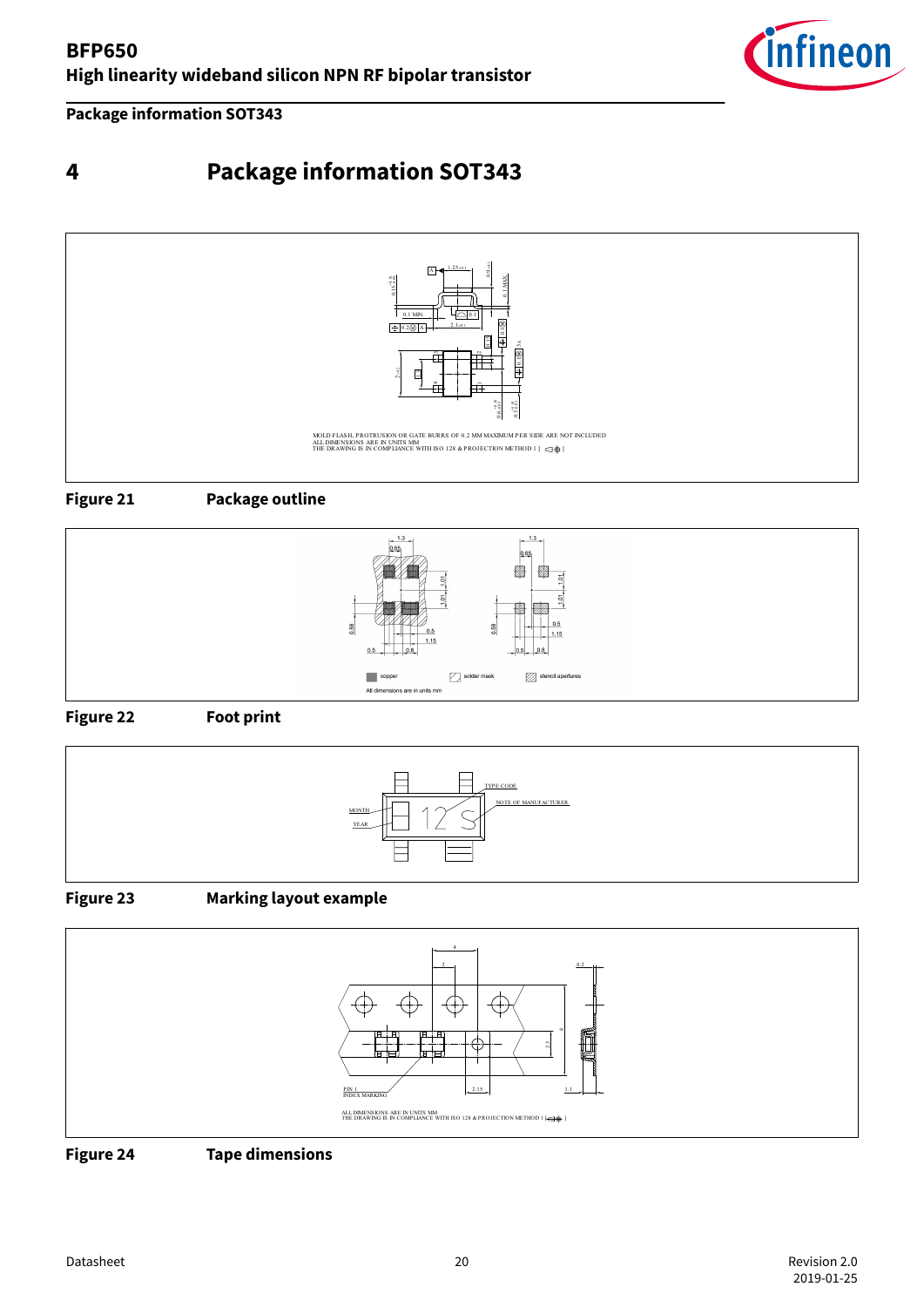# 4 Package information SOT343

MOLD FLASH, PROTRUSION OR GATE BURRS OF 0.2 MM MAXIMUM PER SIDE ARE NOT INCLUDED
ALL DIMENSIONS ARE IN UNITS MM
THE DRAWING IS IN COMPLIANCE WITH ISO 128 & PROJECTION METHOD 1 [ ]

**Figure 21 Package outline**

copper    solder mask    stencil apertures

All dimensions are in units mm

**Figure 22 Foot print**

TYPE CODE
NOTE OF MANUFACTURER
MONTH
YEAR

**Figure 23 Marking layout example**

PIN 1
INDEX MARKING

ALL DIMENSIONS ARE IN UNITS MM
THE DRAWING IS IN COMPLIANCE WITH ISO 128 & PROJECTION METHOD 1 [ ]

**Figure 24 Tape dimensions**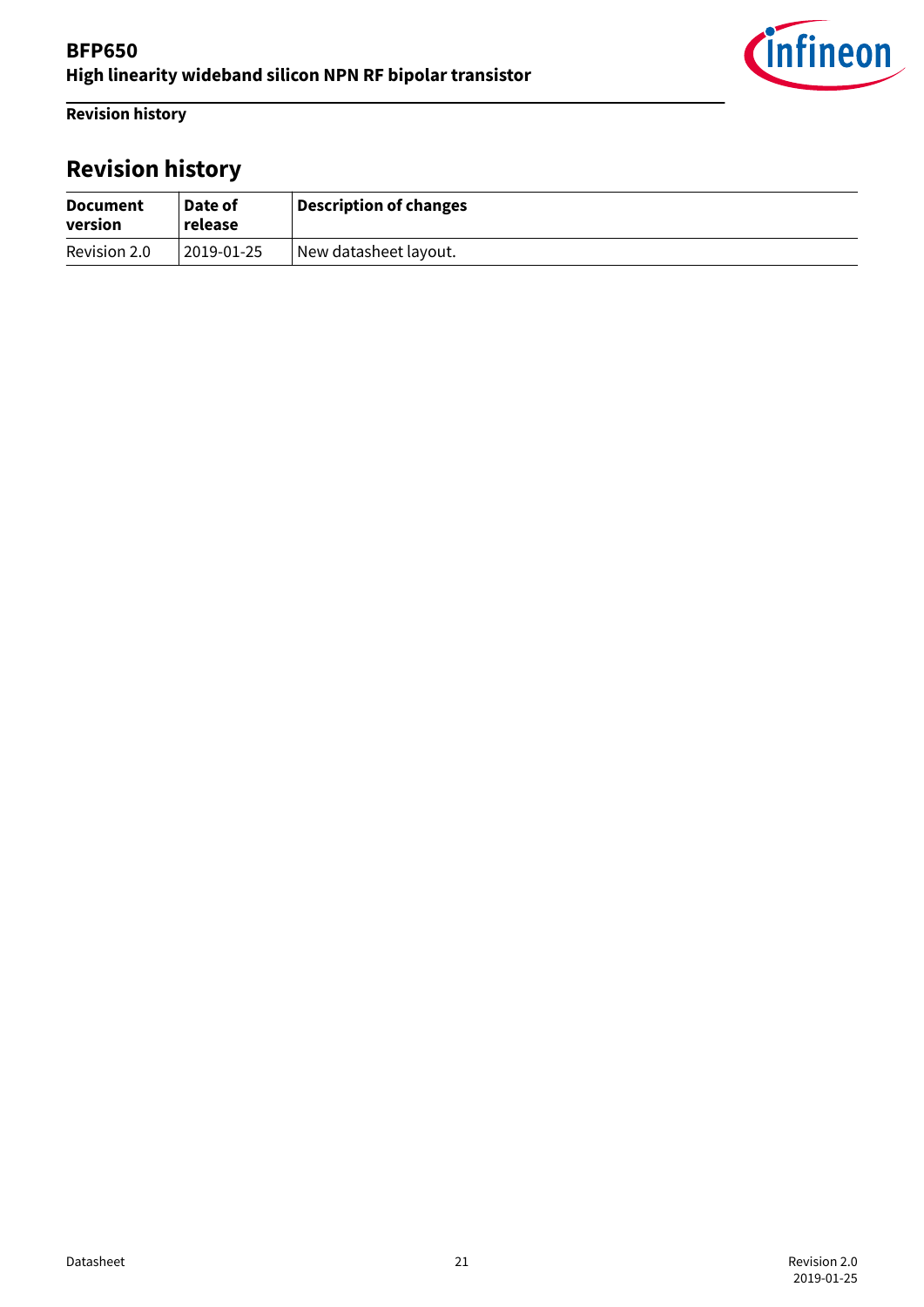# Revision history

| Document version | Date of release | Description of changes |
|---|---|---|
| Revision 2.0 | 2019-01-25 | New datasheet layout. |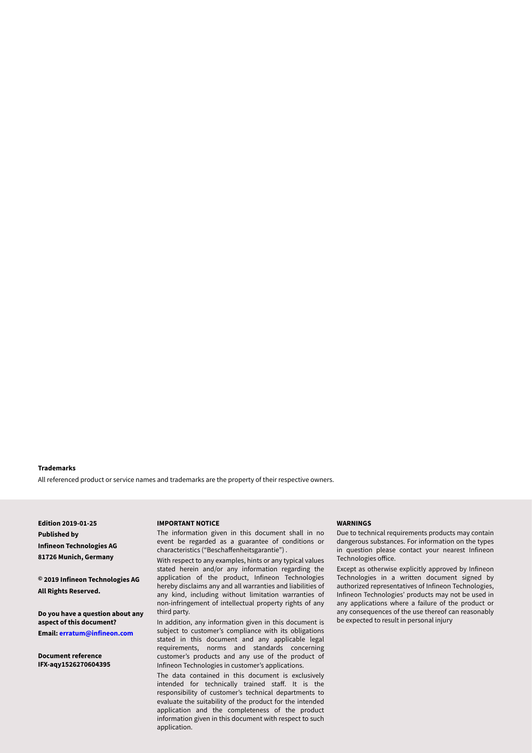**Trademarks**

All referenced product or service names and trademarks are the property of their respective owners.

**Edition 2019-01-25**
**Published by**
**Infineon Technologies AG**
**81726 Munich, Germany**

**© 2019 Infineon Technologies AG**
**All Rights Reserved.**

**Do you have a question about any aspect of this document?**
**Email: erratum@infineon.com**

**Document reference**
**IFX-aqy1526270604395**

**IMPORTANT NOTICE**

The information given in this document shall in no event be regarded as a guarantee of conditions or characteristics ("Beschaffenheitsgarantie") .

With respect to any examples, hints or any typical values stated herein and/or any information regarding the application of the product, Infineon Technologies hereby disclaims any and all warranties and liabilities of any kind, including without limitation warranties of non-infringement of intellectual property rights of any third party.

In addition, any information given in this document is subject to customer's compliance with its obligations stated in this document and any applicable legal requirements, norms and standards concerning customer's products and any use of the product of Infineon Technologies in customer's applications.

The data contained in this document is exclusively intended for technically trained staff. It is the responsibility of customer's technical departments to evaluate the suitability of the product for the intended application and the completeness of the product information given in this document with respect to such application.

**WARNINGS**

Due to technical requirements products may contain dangerous substances. For information on the types in question please contact your nearest Infineon Technologies office.

Except as otherwise explicitly approved by Infineon Technologies in a written document signed by authorized representatives of Infineon Technologies, Infineon Technologies' products may not be used in any applications where a failure of the product or any consequences of the use thereof can reasonably be expected to result in personal injury